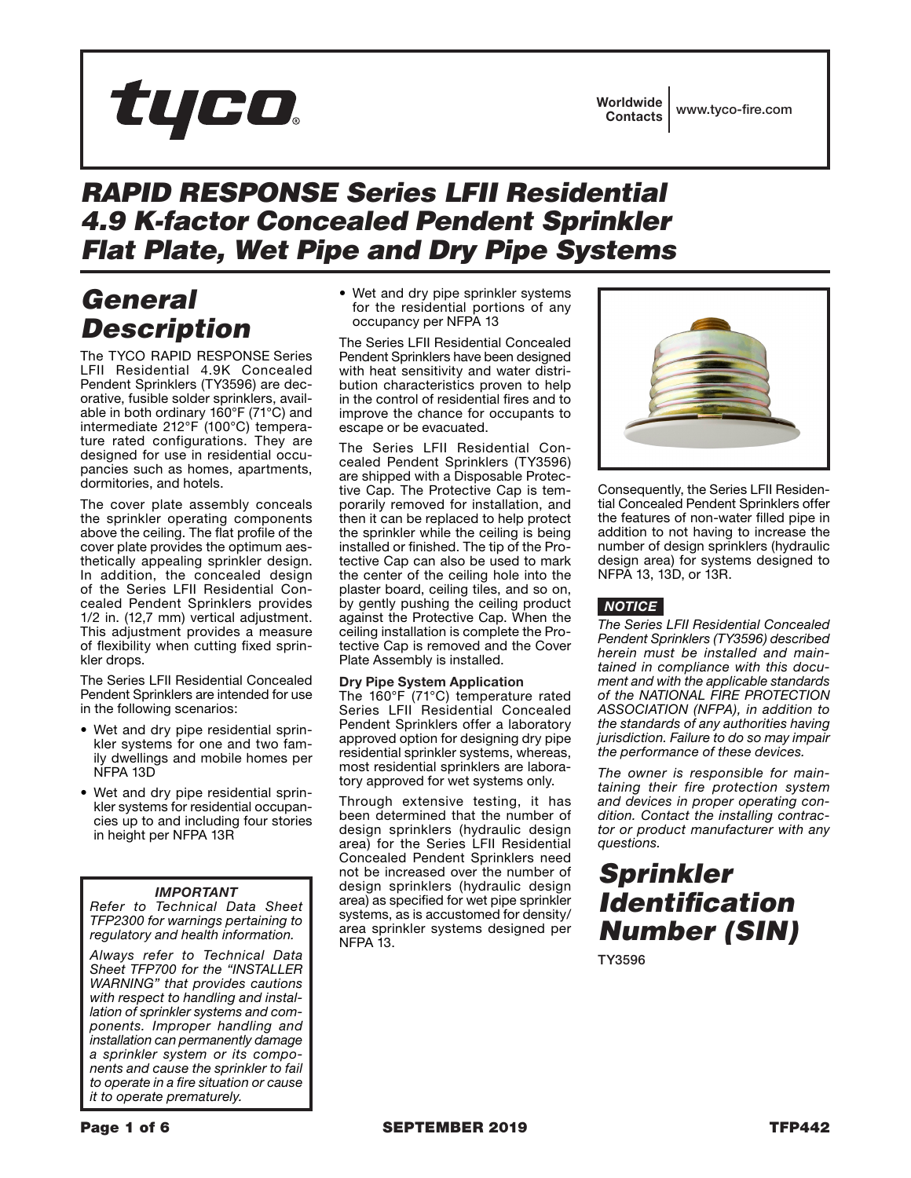# RAPID RESPONSE Series LFII Residential 4.9 K-factor Concealed Pendent Sprinkler Flat Plate, Wet Pipe and Dry Pipe Systems

Worldwide Contacts | www.tyco-fire.com

## General Description

The TYCO RAPID RESPONSE Series LFII Residential 4.9K Concealed Pendent Sprinklers (TY3596) are decorative, fusible solder sprinklers, available in both ordinary 160°F (71°C) and intermediate 212°F (100°C) temperature rated configurations. They are designed for use in residential occupancies such as homes, apartments, dormitories, and hotels.

The cover plate assembly conceals the sprinkler operating components above the ceiling. The flat profile of the cover plate provides the optimum aesthetically appealing sprinkler design. In addition, the concealed design of the Series LFII Residential Concealed Pendent Sprinklers provides 1/2 in. (12,7 mm) vertical adjustment. This adjustment provides a measure of flexibility when cutting fixed sprinkler drops.

The Series LFII Residential Concealed Pendent Sprinklers are intended for use in the following scenarios:

- Wet and dry pipe residential sprinkler systems for one and two family dwellings and mobile homes per NFPA 13D
- Wet and dry pipe residential sprinkler systems for residential occupancies up to and including four stories in height per NFPA 13R
- Wet and dry pipe sprinkler systems for the residential portions of any occupancy per NFPA 13

The Series LFII Residential Concealed Pendent Sprinklers have been designed with heat sensitivity and water distribution characteristics proven to help in the control of residential fires and to improve the chance for occupants to escape or be evacuated.

The Series LFII Residential Concealed Pendent Sprinklers (TY3596) are shipped with a Disposable Protective Cap. The Protective Cap is temporarily removed for installation, and then it can be replaced to help protect the sprinkler while the ceiling is being installed or finished. The tip of the Protective Cap can also be used to mark the center of the ceiling hole into the plaster board, ceiling tiles, and so on, by gently pushing the ceiling product against the Protective Cap. When the ceiling installation is complete the Protective Cap is removed and the Cover Plate Assembly is installed.

**Dry Pipe System Application**

The 160°F (71°C) temperature rated Series LFII Residential Concealed Pendent Sprinklers offer a laboratory approved option for designing dry pipe residential sprinkler systems, whereas, most residential sprinklers are laboratory approved for wet systems only.

Through extensive testing, it has been determined that the number of design sprinklers (hydraulic design area) for the Series LFII Residential Concealed Pendent Sprinklers need not be increased over the number of design sprinklers (hydraulic design area) as specified for wet pipe sprinkler systems, as is accustomed for density/area sprinkler systems designed per NFPA 13.

Consequently, the Series LFII Residential Concealed Pendent Sprinklers offer the features of non-water filled pipe in addition to not having to increase the number of design sprinklers (hydraulic design area) for systems designed to NFPA 13, 13D, or 13R.

***IMPORTANT***

*Refer to Technical Data Sheet TFP2300 for warnings pertaining to regulatory and health information.*

*Always refer to Technical Data Sheet TFP700 for the "INSTALLER WARNING" that provides cautions with respect to handling and installation of sprinkler systems and components. Improper handling and installation can permanently damage a sprinkler system or its components and cause the sprinkler to fail to operate in a fire situation or cause it to operate prematurely.*

***NOTICE***

*The Series LFII Residential Concealed Pendent Sprinklers (TY3596) described herein must be installed and maintained in compliance with this document and with the applicable standards of the NATIONAL FIRE PROTECTION ASSOCIATION (NFPA), in addition to the standards of any authorities having jurisdiction. Failure to do so may impair the performance of these devices.*

*The owner is responsible for maintaining their fire protection system and devices in proper operating condition. Contact the installing contractor or product manufacturer with any questions.*

## Sprinkler Identification Number (SIN)

TY3596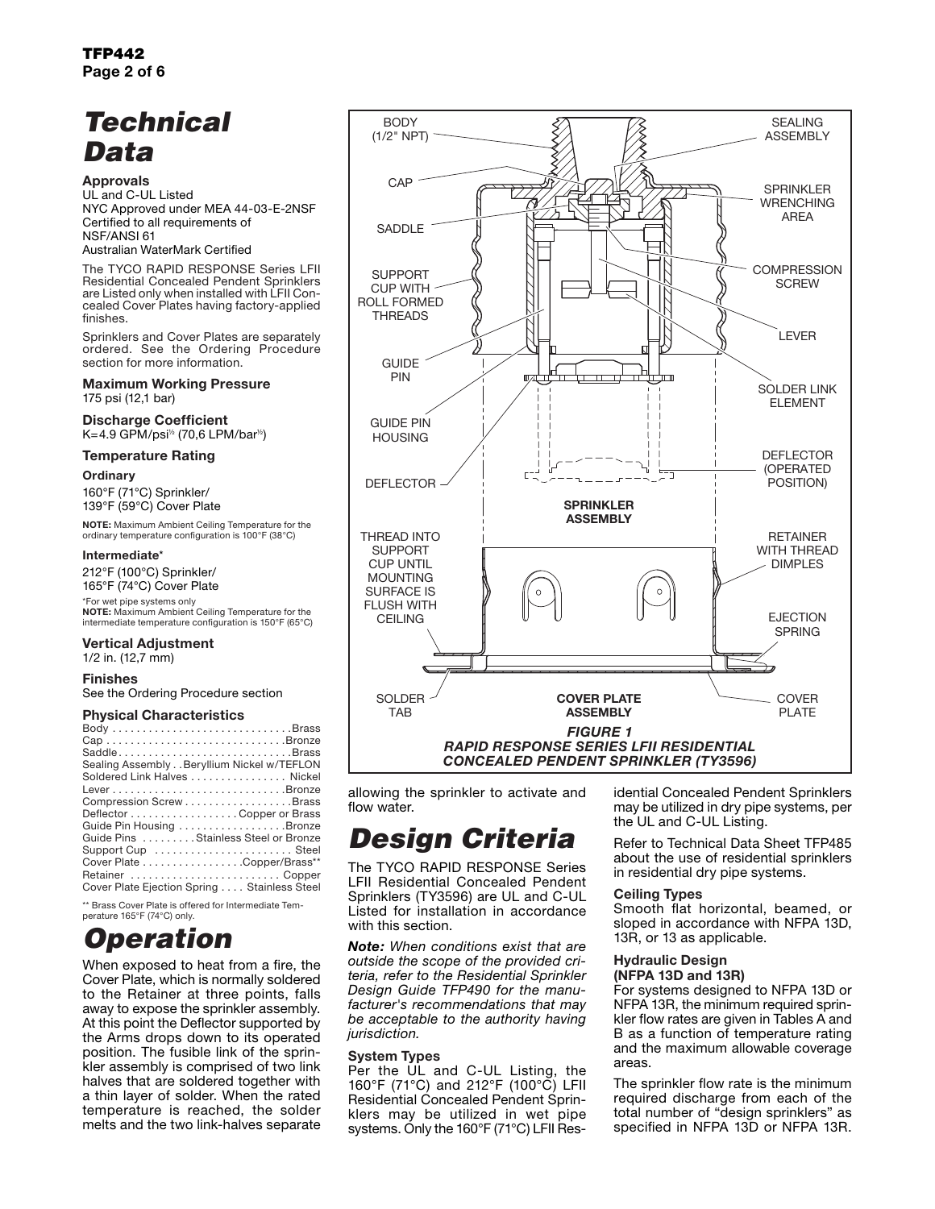# Technical Data

### Approvals

UL and C-UL Listed
NYC Approved under MEA 44-03-E-2NSF
Certified to all requirements of NSF/ANSI 61
Australian WaterMark Certified

The TYCO RAPID RESPONSE Series LFII Residential Concealed Pendent Sprinklers are Listed only when installed with LFII Concealed Cover Plates having factory-applied finishes.

Sprinklers and Cover Plates are separately ordered. See the Ordering Procedure section for more information.

### Maximum Working Pressure

175 psi (12,1 bar)

### Discharge Coefficient

K=4.9 GPM/psi$^{½}$ (70,6 LPM/bar$^{½}$)

### Temperature Rating

**Ordinary**

160°F (71°C) Sprinkler/
139°F (59°C) Cover Plate

**NOTE:** Maximum Ambient Ceiling Temperature for the ordinary temperature configuration is 100°F (38°C)

**Intermediate***

212°F (100°C) Sprinkler/
165°F (74°C) Cover Plate

*For wet pipe systems only
**NOTE:** Maximum Ambient Ceiling Temperature for the intermediate temperature configuration is 150°F (65°C)

### Vertical Adjustment

1/2 in. (12,7 mm)

### Finishes

See the Ordering Procedure section

### Physical Characteristics

| Component | Material |
|---|---|
| Body | Brass |
| Cap | Bronze |
| Saddle | Brass |
| Sealing Assembly | Beryllium Nickel w/TEFLON |
| Soldered Link Halves | Nickel |
| Lever | Bronze |
| Compression Screw | Brass |
| Deflector | Copper or Brass |
| Guide Pin Housing | Bronze |
| Guide Pins | Stainless Steel or Bronze |
| Support Cup | Steel |
| Cover Plate | Copper/Brass** |
| Retainer | Copper |
| Cover Plate Ejection Spring | Stainless Steel |

** Brass Cover Plate is offered for Intermediate Temperature 165°F (74°C) only.

# Operation

When exposed to heat from a fire, the Cover Plate, which is normally soldered to the Retainer at three points, falls away to expose the sprinkler assembly. At this point the Deflector supported by the Arms drops down to its operated position. The fusible link of the sprinkler assembly is comprised of two link halves that are soldered together with a thin layer of solder. When the rated temperature is reached, the solder melts and the two link-halves separate allowing the sprinkler to activate and flow water.

BODY (1/2" NPT) · CAP · SADDLE · SUPPORT CUP WITH ROLL FORMED THREADS · GUIDE PIN · GUIDE PIN HOUSING · DEFLECTOR · SEALING ASSEMBLY · SPRINKLER WRENCHING AREA · COMPRESSION SCREW · LEVER · SOLDER LINK ELEMENT · DEFLECTOR (OPERATED POSITION) · SPRINKLER ASSEMBLY · THREAD INTO SUPPORT CUP UNTIL MOUNTING SURFACE IS FLUSH WITH CEILING · RETAINER WITH THREAD DIMPLES · EJECTION SPRING · SOLDER TAB · COVER PLATE ASSEMBLY · COVER PLATE

*FIGURE 1*
*RAPID RESPONSE SERIES LFII RESIDENTIAL CONCEALED PENDENT SPRINKLER (TY3596)*

# Design Criteria

The TYCO RAPID RESPONSE Series LFII Residential Concealed Pendent Sprinklers (TY3596) are UL and C-UL Listed for installation in accordance with this section.

***Note:*** *When conditions exist that are outside the scope of the provided criteria, refer to the Residential Sprinkler Design Guide TFP490 for the manufacturer's recommendations that may be acceptable to the authority having jurisdiction.*

### System Types

Per the UL and C-UL Listing, the 160°F (71°C) and 212°F (100°C) LFII Residential Concealed Pendent Sprinklers may be utilized in wet pipe systems. Only the 160°F (71°C) LFII Residential Concealed Pendent Sprinklers may be utilized in dry pipe systems, per the UL and C-UL Listing.

Refer to Technical Data Sheet TFP485 about the use of residential sprinklers in residential dry pipe systems.

### Ceiling Types

Smooth flat horizontal, beamed, or sloped in accordance with NFPA 13D, 13R, or 13 as applicable.

### Hydraulic Design (NFPA 13D and 13R)

For systems designed to NFPA 13D or NFPA 13R, the minimum required sprinkler flow rates are given in Tables A and B as a function of temperature rating and the maximum allowable coverage areas.

The sprinkler flow rate is the minimum required discharge from each of the total number of "design sprinklers" as specified in NFPA 13D or NFPA 13R.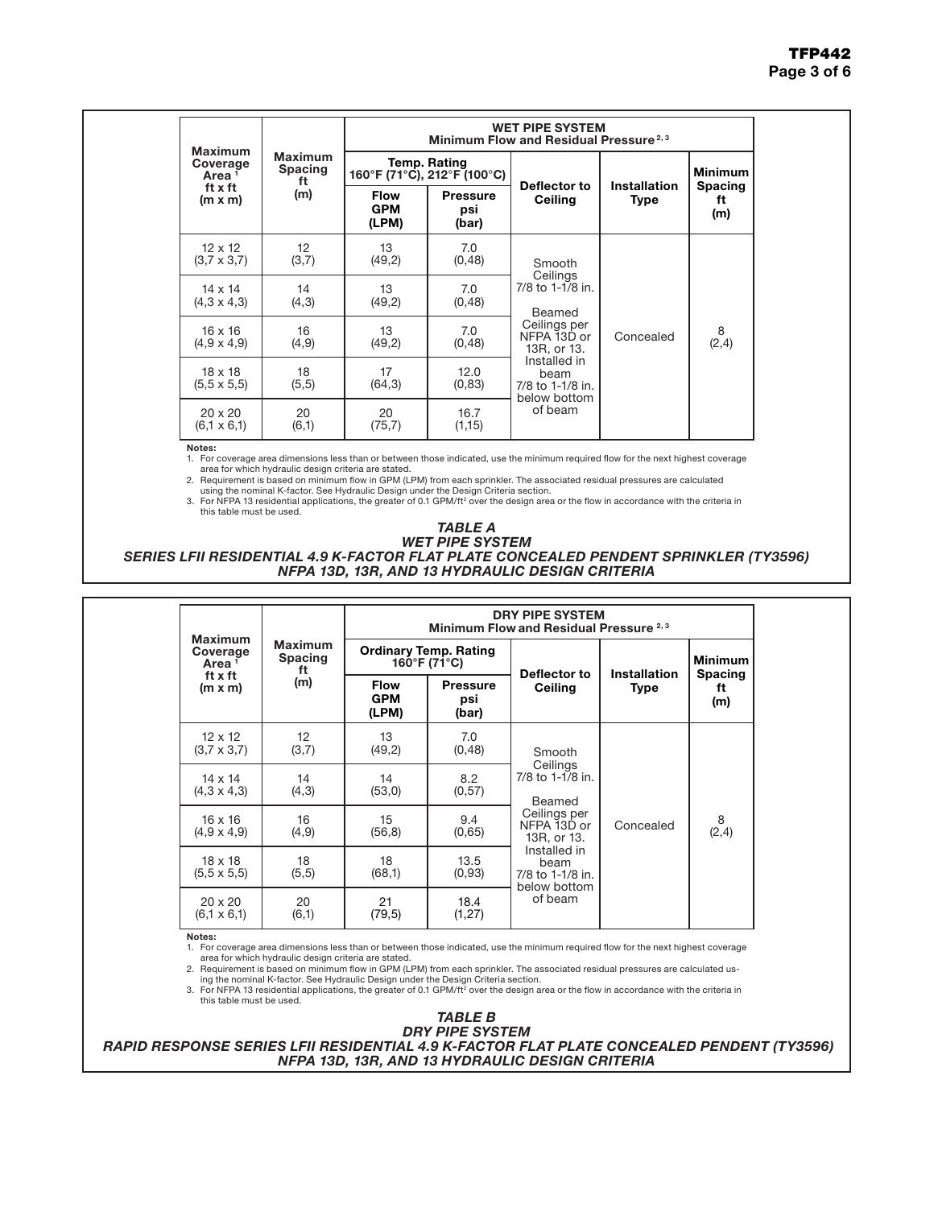| Maximum Coverage Area [1] ft x ft (m x m) | Maximum Spacing ft (m) | WET PIPE SYSTEM Minimum Flow and Residual Pressure [2, 3] | | | | |
|---|---|---|---|---|---|---|
| | | Temp. Rating 160°F (71°C), 212°F (100°C) | | Deflector to Ceiling | Installation Type | Minimum Spacing ft (m) |
| | | Flow GPM (LPM) | Pressure psi (bar) | | | |
| 12 x 12 (3,7 x 3,7) | 12 (3,7) | 13 (49,2) | 7.0 (0,48) | Smooth Ceilings 7/8 to 1-1/8 in. Beamed Ceilings per NFPA 13D or 13R, or 13. Installed in beam 7/8 to 1-1/8 in. below bottom of beam | Concealed | 8 (2,4) |
| 14 x 14 (4,3 x 4,3) | 14 (4,3) | 13 (49,2) | 7.0 (0,48) | | | |
| 16 x 16 (4,9 x 4,9) | 16 (4,9) | 13 (49,2) | 7.0 (0,48) | | | |
| 18 x 18 (5,5 x 5,5) | 18 (5,5) | 17 (64,3) | 12.0 (0,83) | | | |
| 20 x 20 (6,1 x 6,1) | 20 (6,1) | 20 (75,7) | 16.7 (1,15) | | | |

**Notes:**

1. For coverage area dimensions less than or between those indicated, use the minimum required flow for the next highest coverage area for which hydraulic design criteria are stated.
2. Requirement is based on minimum flow in GPM (LPM) from each sprinkler. The associated residual pressures are calculated using the nominal K-factor. See Hydraulic Design under the Design Criteria section.
3. For NFPA 13 residential applications, the greater of 0.1 GPM/ft² over the design area or the flow in accordance with the criteria in this table must be used.

***TABLE A***
***WET PIPE SYSTEM***
***SERIES LFII RESIDENTIAL 4.9 K-FACTOR FLAT PLATE CONCEALED PENDENT SPRINKLER (TY3596)***
***NFPA 13D, 13R, AND 13 HYDRAULIC DESIGN CRITERIA***

| Maximum Coverage Area [1] ft x ft (m x m) | Maximum Spacing ft (m) | DRY PIPE SYSTEM Minimum Flow and Residual Pressure [2, 3] | | | | |
|---|---|---|---|---|---|---|
| | | Ordinary Temp. Rating 160°F (71°C) | | Deflector to Ceiling | Installation Type | Minimum Spacing ft (m) |
| | | Flow GPM (LPM) | Pressure psi (bar) | | | |
| 12 x 12 (3,7 x 3,7) | 12 (3,7) | 13 (49,2) | 7.0 (0,48) | Smooth Ceilings 7/8 to 1-1/8 in. Beamed Ceilings per NFPA 13D or 13R, or 13. Installed in beam 7/8 to 1-1/8 in. below bottom of beam | Concealed | 8 (2,4) |
| 14 x 14 (4,3 x 4,3) | 14 (4,3) | 14 (53,0) | 8.2 (0,57) | | | |
| 16 x 16 (4,9 x 4,9) | 16 (4,9) | 15 (56,8) | 9.4 (0,65) | | | |
| 18 x 18 (5,5 x 5,5) | 18 (5,5) | 18 (68,1) | 13.5 (0,93) | | | |
| 20 x 20 (6,1 x 6,1) | 20 (6,1) | 21 (79,5) | 18.4 (1,27) | | | |

**Notes:**

1. For coverage area dimensions less than or between those indicated, use the minimum required flow for the next highest coverage area for which hydraulic design criteria are stated.
2. Requirement is based on minimum flow in GPM (LPM) from each sprinkler. The associated residual pressures are calculated using the nominal K-factor. See Hydraulic Design under the Design Criteria section.
3. For NFPA 13 residential applications, the greater of 0.1 GPM/ft² over the design area or the flow in accordance with the criteria in this table must be used.

***TABLE B***
***DRY PIPE SYSTEM***
***RAPID RESPONSE SERIES LFII RESIDENTIAL 4.9 K-FACTOR FLAT PLATE CONCEALED PENDENT (TY3596)***
***NFPA 13D, 13R, AND 13 HYDRAULIC DESIGN CRITERIA***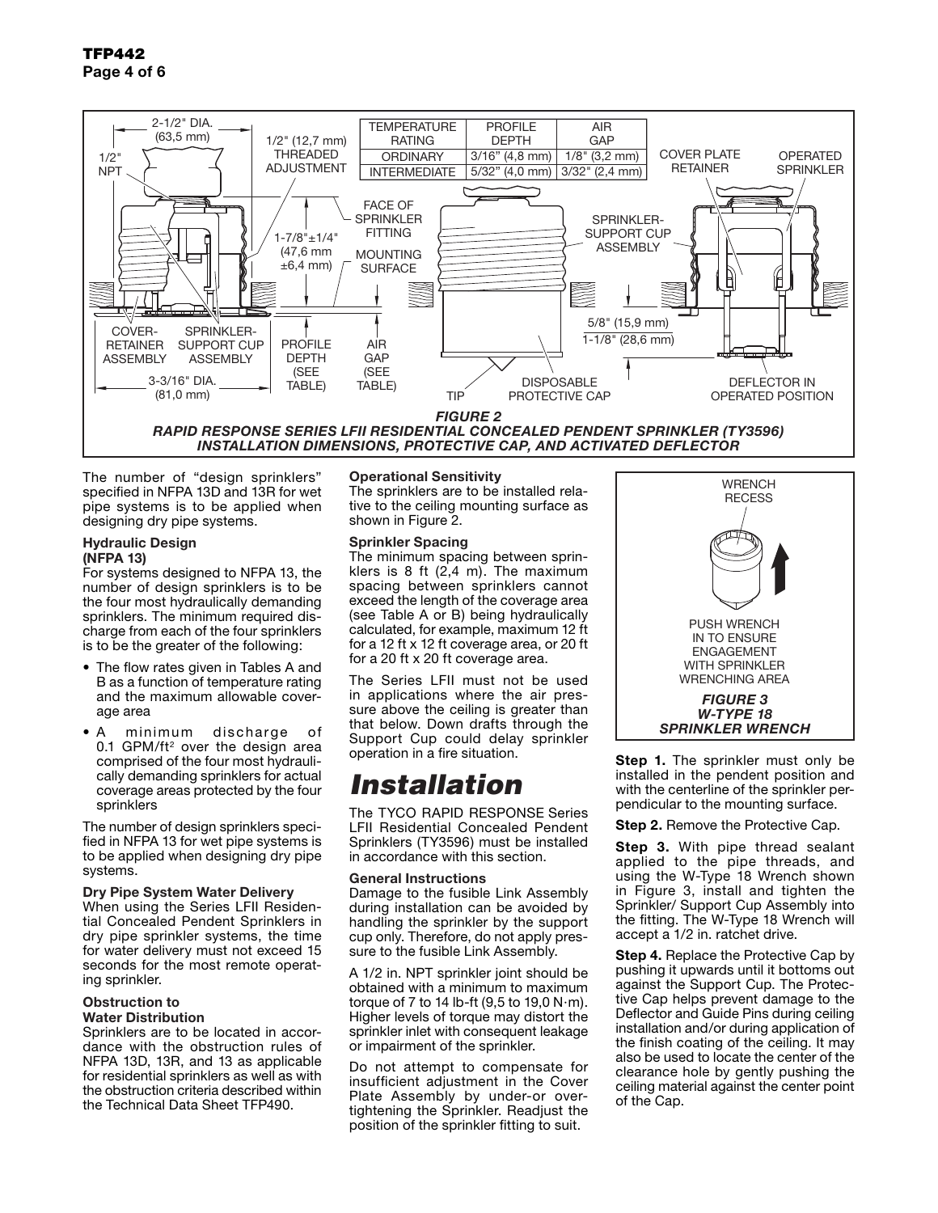| TEMPERATURE RATING | PROFILE DEPTH | AIR GAP |
|---|---|---|
| ORDINARY | 3/16" (4,8 mm) | 1/8" (3,2 mm) |
| INTERMEDIATE | 5/32" (4,0 mm) | 3/32" (2,4 mm) |

***FIGURE 2***
***RAPID RESPONSE SERIES LFII RESIDENTIAL CONCEALED PENDENT SPRINKLER (TY3596) INSTALLATION DIMENSIONS, PROTECTIVE CAP, AND ACTIVATED DEFLECTOR***

The number of "design sprinklers" specified in NFPA 13D and 13R for wet pipe systems is to be applied when designing dry pipe systems.

**Hydraulic Design (NFPA 13)**

For systems designed to NFPA 13, the number of design sprinklers is to be the four most hydraulically demanding sprinklers. The minimum required discharge from each of the four sprinklers is to be the greater of the following:

- The flow rates given in Tables A and B as a function of temperature rating and the maximum allowable coverage area
- A minimum discharge of 0.1 GPM/ft$^2$ over the design area comprised of the four most hydraulically demanding sprinklers for actual coverage areas protected by the four sprinklers

The number of design sprinklers specified in NFPA 13 for wet pipe systems is to be applied when designing dry pipe systems.

**Dry Pipe System Water Delivery**

When using the Series LFII Residential Concealed Pendent Sprinklers in dry pipe sprinkler systems, the time for water delivery must not exceed 15 seconds for the most remote operating sprinkler.

**Obstruction to Water Distribution**

Sprinklers are to be located in accordance with the obstruction rules of NFPA 13D, 13R, and 13 as applicable for residential sprinklers as well as with the obstruction criteria described within the Technical Data Sheet TFP490.

**Operational Sensitivity**

The sprinklers are to be installed relative to the ceiling mounting surface as shown in Figure 2.

**Sprinkler Spacing**

The minimum spacing between sprinklers is 8 ft (2,4 m). The maximum spacing between sprinklers cannot exceed the length of the coverage area (see Table A or B) being hydraulically calculated, for example, maximum 12 ft for a 12 ft x 12 ft coverage area, or 20 ft for a 20 ft x 20 ft coverage area.

The Series LFII must not be used in applications where the air pressure above the ceiling is greater than that below. Down drafts through the Support Cup could delay sprinkler operation in a fire situation.

# *Installation*

The TYCO RAPID RESPONSE Series LFII Residential Concealed Pendent Sprinklers (TY3596) must be installed in accordance with this section.

**General Instructions**

Damage to the fusible Link Assembly during installation can be avoided by handling the sprinkler by the support cup only. Therefore, do not apply pressure to the fusible Link Assembly.

A 1/2 in. NPT sprinkler joint should be obtained with a minimum to maximum torque of 7 to 14 lb-ft (9,5 to 19,0 N·m). Higher levels of torque may distort the sprinkler inlet with consequent leakage or impairment of the sprinkler.

Do not attempt to compensate for insufficient adjustment in the Cover Plate Assembly by under-or over-tightening the Sprinkler. Readjust the position of the sprinkler fitting to suit.

***FIGURE 3***
***W-TYPE 18 SPRINKLER WRENCH***

**Step 1.** The sprinkler must only be installed in the pendent position and with the centerline of the sprinkler perpendicular to the mounting surface.

**Step 2.** Remove the Protective Cap.

**Step 3.** With pipe thread sealant applied to the pipe threads, and using the W-Type 18 Wrench shown in Figure 3, install and tighten the Sprinkler/ Support Cup Assembly into the fitting. The W-Type 18 Wrench will accept a 1/2 in. ratchet drive.

**Step 4.** Replace the Protective Cap by pushing it upwards until it bottoms out against the Support Cup. The Protective Cap helps prevent damage to the Deflector and Guide Pins during ceiling installation and/or during application of the finish coating of the ceiling. It may also be used to locate the center of the clearance hole by gently pushing the ceiling material against the center point of the Cap.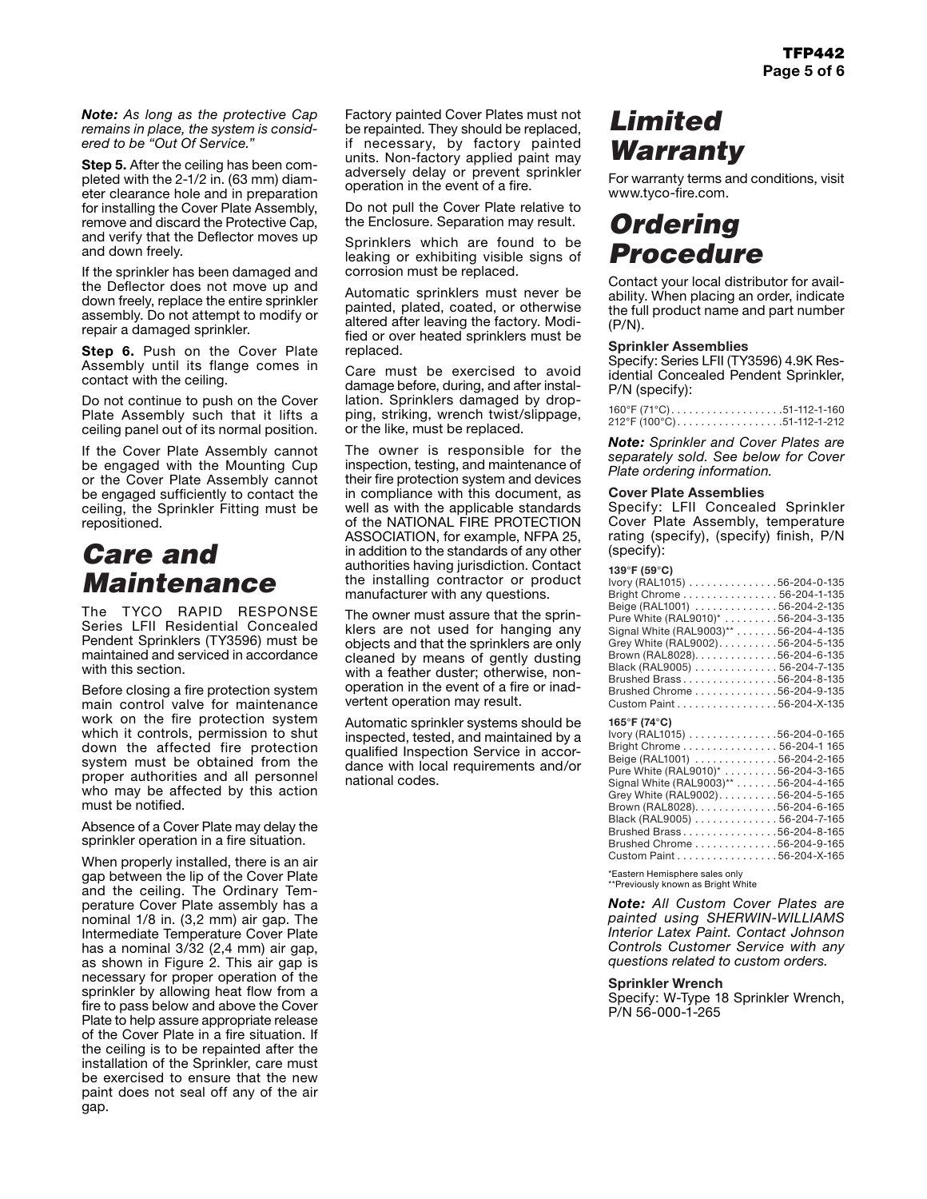*Note: As long as the protective Cap remains in place, the system is considered to be "Out Of Service."*

**Step 5.** After the ceiling has been completed with the 2-1/2 in. (63 mm) diameter clearance hole and in preparation for installing the Cover Plate Assembly, remove and discard the Protective Cap, and verify that the Deflector moves up and down freely.

If the sprinkler has been damaged and the Deflector does not move up and down freely, replace the entire sprinkler assembly. Do not attempt to modify or repair a damaged sprinkler.

**Step 6.** Push on the Cover Plate Assembly until its flange comes in contact with the ceiling.

Do not continue to push on the Cover Plate Assembly such that it lifts a ceiling panel out of its normal position.

If the Cover Plate Assembly cannot be engaged with the Mounting Cup or the Cover Plate Assembly cannot be engaged sufficiently to contact the ceiling, the Sprinkler Fitting must be repositioned.

# Care and Maintenance

The TYCO RAPID RESPONSE Series LFII Residential Concealed Pendent Sprinklers (TY3596) must be maintained and serviced in accordance with this section.

Before closing a fire protection system main control valve for maintenance work on the fire protection system which it controls, permission to shut down the affected fire protection system must be obtained from the proper authorities and all personnel who may be affected by this action must be notified.

Absence of a Cover Plate may delay the sprinkler operation in a fire situation.

When properly installed, there is an air gap between the lip of the Cover Plate and the ceiling. The Ordinary Temperature Cover Plate assembly has a nominal 1/8 in. (3,2 mm) air gap. The Intermediate Temperature Cover Plate has a nominal 3/32 (2,4 mm) air gap, as shown in Figure 2. This air gap is necessary for proper operation of the sprinkler by allowing heat flow from a fire to pass below and above the Cover Plate to help assure appropriate release of the Cover Plate in a fire situation. If the ceiling is to be repainted after the installation of the Sprinkler, care must be exercised to ensure that the new paint does not seal off any of the air gap.

Factory painted Cover Plates must not be repainted. They should be replaced, if necessary, by factory painted units. Non-factory applied paint may adversely delay or prevent sprinkler operation in the event of a fire.

Do not pull the Cover Plate relative to the Enclosure. Separation may result.

Sprinklers which are found to be leaking or exhibiting visible signs of corrosion must be replaced.

Automatic sprinklers must never be painted, plated, coated, or otherwise altered after leaving the factory. Modified or over heated sprinklers must be replaced.

Care must be exercised to avoid damage before, during, and after installation. Sprinklers damaged by dropping, striking, wrench twist/slippage, or the like, must be replaced.

The owner is responsible for the inspection, testing, and maintenance of their fire protection system and devices in compliance with this document, as well as with the applicable standards of the NATIONAL FIRE PROTECTION ASSOCIATION, for example, NFPA 25, in addition to the standards of any other authorities having jurisdiction. Contact the installing contractor or product manufacturer with any questions.

The owner must assure that the sprinklers are not used for hanging any objects and that the sprinklers are only cleaned by means of gently dusting with a feather duster; otherwise, non-operation in the event of a fire or inadvertent operation may result.

Automatic sprinkler systems should be inspected, tested, and maintained by a qualified Inspection Service in accordance with local requirements and/or national codes.

# Limited Warranty

For warranty terms and conditions, visit www.tyco-fire.com.

# Ordering Procedure

Contact your local distributor for availability. When placing an order, indicate the full product name and part number (P/N).

**Sprinkler Assemblies**
Specify: Series LFII (TY3596) 4.9K Residential Concealed Pendent Sprinkler, P/N (specify):

160°F (71°C) . . . . . . . . . . . . . . . . . . 51-112-1-160
212°F (100°C) . . . . . . . . . . . . . . . . . 51-112-1-212

*Note: Sprinkler and Cover Plates are separately sold. See below for Cover Plate ordering information.*

**Cover Plate Assemblies**
Specify: LFII Concealed Sprinkler Cover Plate Assembly, temperature rating (specify), (specify) finish, P/N (specify):

**139°F (59°C)**
Ivory (RAL1015) . . . . . . . . . . . . . . . 56-204-0-135
Bright Chrome . . . . . . . . . . . . . . . . 56-204-1-135
Beige (RAL1001) . . . . . . . . . . . . . . 56-204-2-135
Pure White (RAL9010)* . . . . . . . . . 56-204-3-135
Signal White (RAL9003)** . . . . . . . 56-204-4-135
Grey White (RAL9002) . . . . . . . . . . 56-204-5-135
Brown (RAL8028) . . . . . . . . . . . . . . 56-204-6-135
Black (RAL9005) . . . . . . . . . . . . . . 56-204-7-135
Brushed Brass . . . . . . . . . . . . . . . . 56-204-8-135
Brushed Chrome . . . . . . . . . . . . . . 56-204-9-135
Custom Paint . . . . . . . . . . . . . . . . . 56-204-X-135

**165°F (74°C)**
Ivory (RAL1015) . . . . . . . . . . . . . . . 56-204-0-165
Bright Chrome . . . . . . . . . . . . . . . . 56-204-1 165
Beige (RAL1001) . . . . . . . . . . . . . . 56-204-2-165
Pure White (RAL9010)* . . . . . . . . . 56-204-3-165
Signal White (RAL9003)** . . . . . . . 56-204-4-165
Grey White (RAL9002) . . . . . . . . . . 56-204-5-165
Brown (RAL8028) . . . . . . . . . . . . . . 56-204-6-165
Black (RAL9005) . . . . . . . . . . . . . . 56-204-7-165
Brushed Brass . . . . . . . . . . . . . . . . 56-204-8-165
Brushed Chrome . . . . . . . . . . . . . . 56-204-9-165
Custom Paint . . . . . . . . . . . . . . . . . 56-204-X-165

*Eastern Hemisphere sales only
**Previously known as Bright White

*Note: All Custom Cover Plates are painted using SHERWIN-WILLIAMS Interior Latex Paint. Contact Johnson Controls Customer Service with any questions related to custom orders.*

**Sprinkler Wrench**
Specify: W-Type 18 Sprinkler Wrench, P/N 56-000-1-265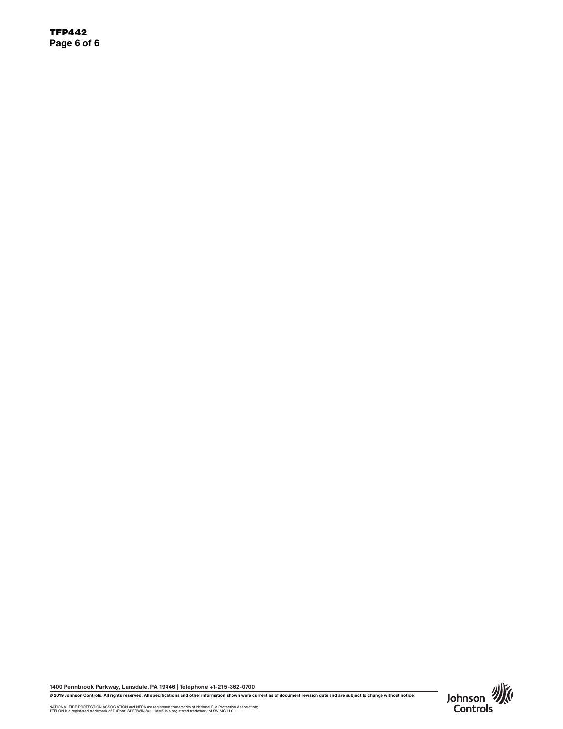1400 Pennbrook Parkway, Lansdale, PA 19446 | Telephone +1-215-362-0700

© 2019 Johnson Controls. All rights reserved. All specifications and other information shown were current as of document revision date and are subject to change without notice.

NATIONAL FIRE PROTECTION ASSOCIATION and NFPA are registered trademarks of National Fire Protection Association;
TEFLON is a registered trademark of DuPont; SHERWIN-WILLIAMS is a registered trademark of SWIMC LLC